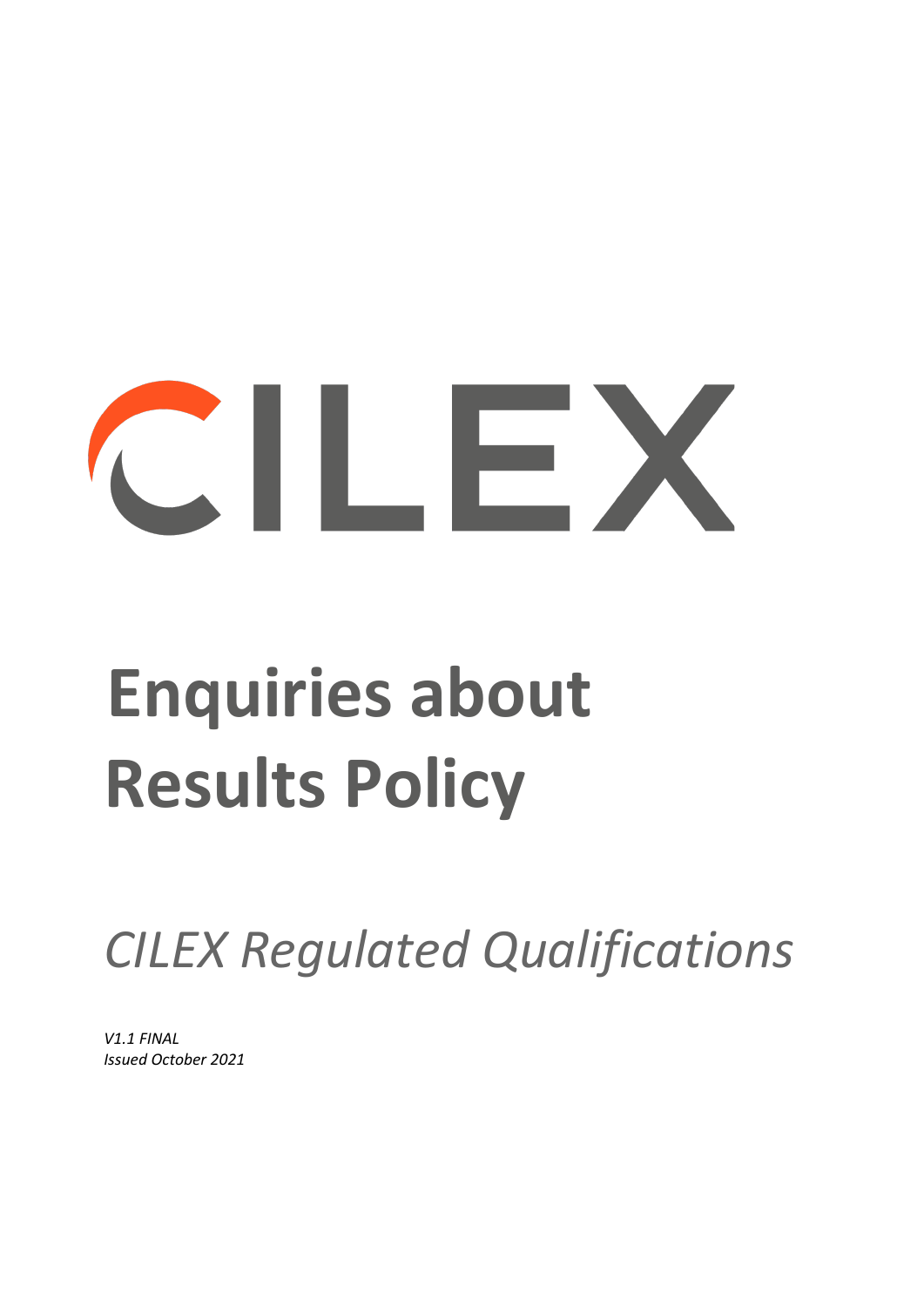CILEX

# Enquiries about Results Policy

*CILEX Regulated Qualifications*

*V1.1 FINAL*
*Issued October 2021*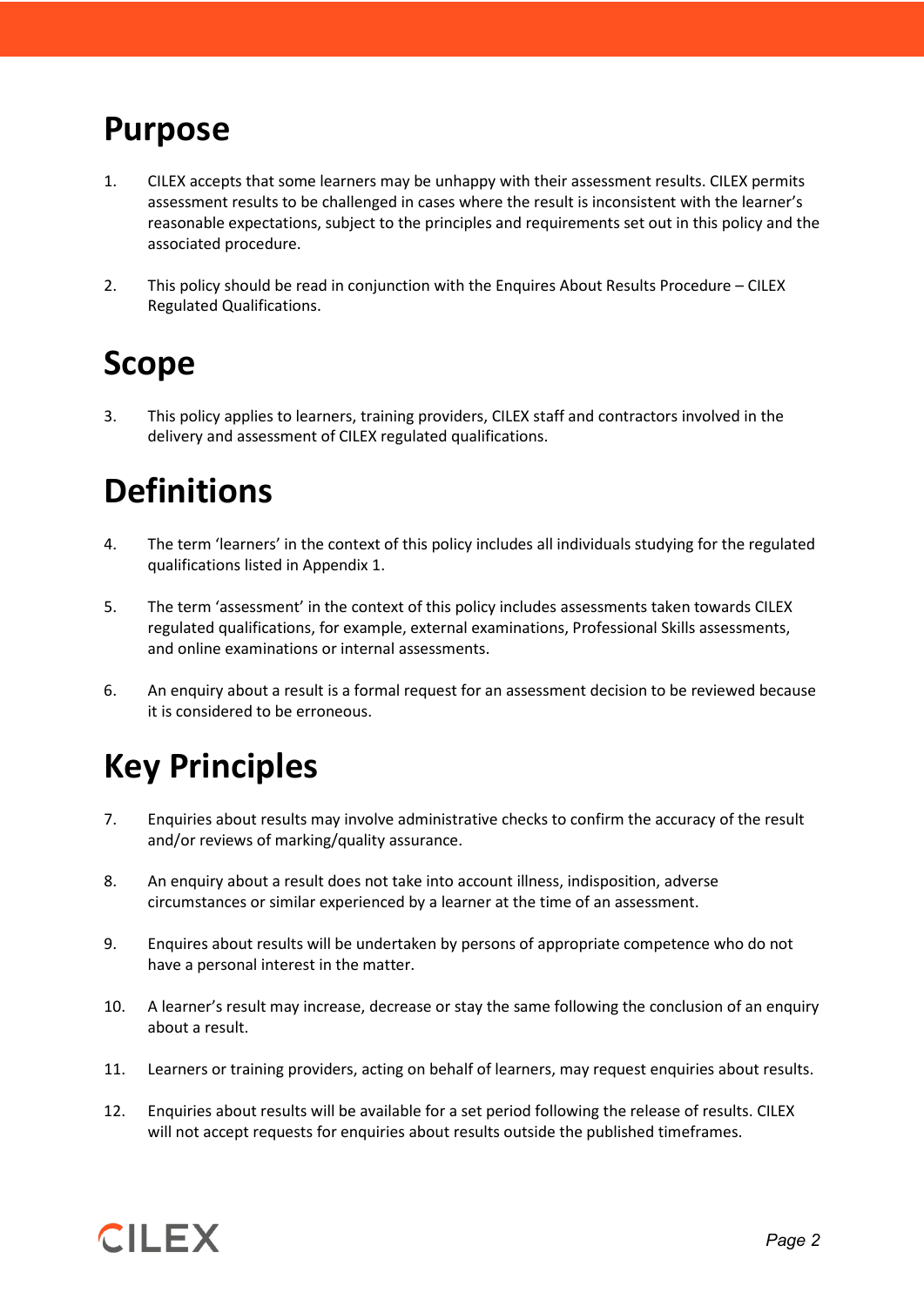## Purpose

1. CILEX accepts that some learners may be unhappy with their assessment results. CILEX permits assessment results to be challenged in cases where the result is inconsistent with the learner's reasonable expectations, subject to the principles and requirements set out in this policy and the associated procedure.

2. This policy should be read in conjunction with the Enquires About Results Procedure – CILEX Regulated Qualifications.

## Scope

3. This policy applies to learners, training providers, CILEX staff and contractors involved in the delivery and assessment of CILEX regulated qualifications.

## Definitions

4. The term 'learners' in the context of this policy includes all individuals studying for the regulated qualifications listed in Appendix 1.

5. The term 'assessment' in the context of this policy includes assessments taken towards CILEX regulated qualifications, for example, external examinations, Professional Skills assessments, and online examinations or internal assessments.

6. An enquiry about a result is a formal request for an assessment decision to be reviewed because it is considered to be erroneous.

## Key Principles

7. Enquiries about results may involve administrative checks to confirm the accuracy of the result and/or reviews of marking/quality assurance.

8. An enquiry about a result does not take into account illness, indisposition, adverse circumstances or similar experienced by a learner at the time of an assessment.

9. Enquires about results will be undertaken by persons of appropriate competence who do not have a personal interest in the matter.

10. A learner's result may increase, decrease or stay the same following the conclusion of an enquiry about a result.

11. Learners or training providers, acting on behalf of learners, may request enquiries about results.

12. Enquiries about results will be available for a set period following the release of results. CILEX will not accept requests for enquiries about results outside the published timeframes.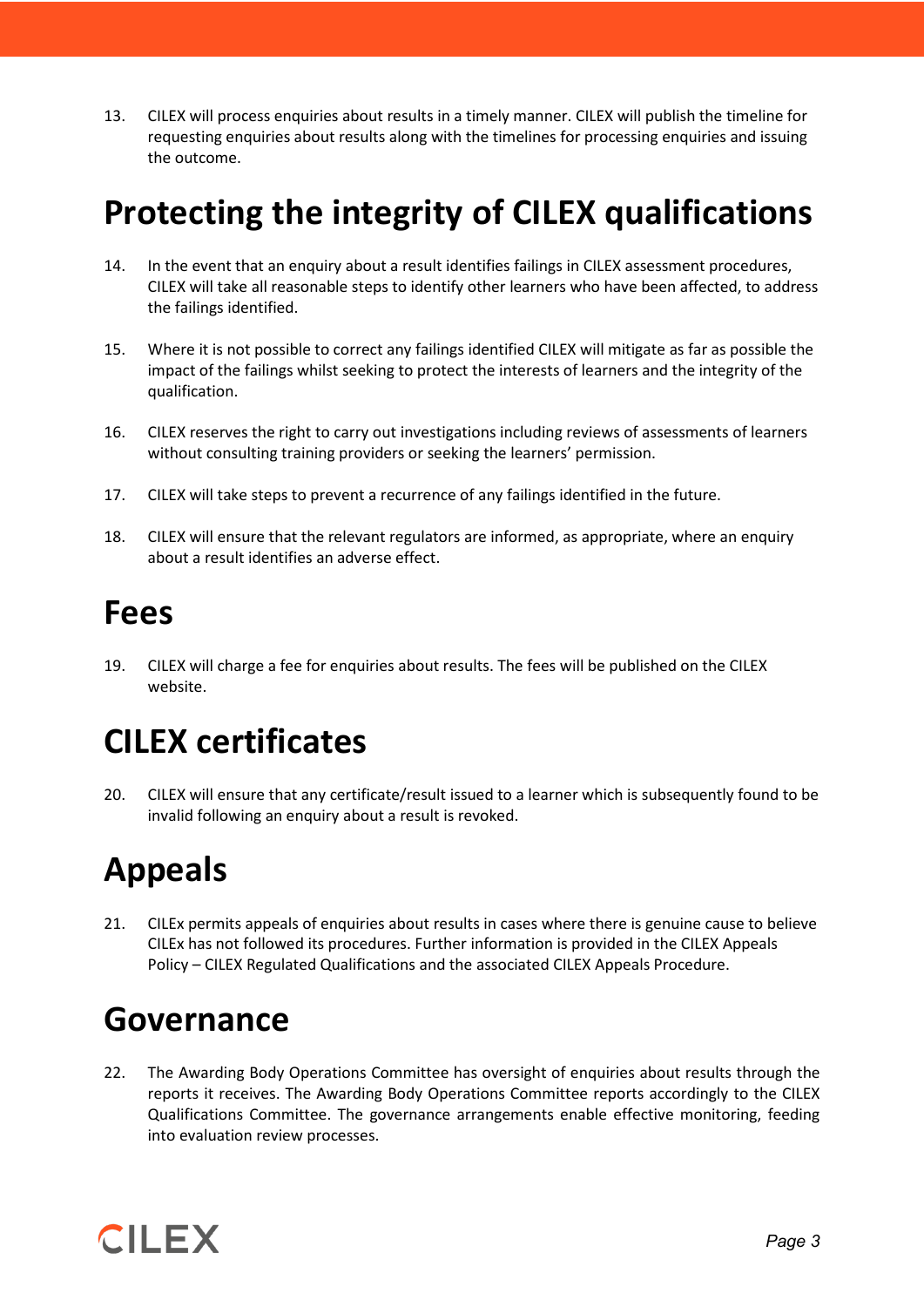13. CILEX will process enquiries about results in a timely manner. CILEX will publish the timeline for requesting enquiries about results along with the timelines for processing enquiries and issuing the outcome.

# Protecting the integrity of CILEX qualifications

14. In the event that an enquiry about a result identifies failings in CILEX assessment procedures, CILEX will take all reasonable steps to identify other learners who have been affected, to address the failings identified.

15. Where it is not possible to correct any failings identified CILEX will mitigate as far as possible the impact of the failings whilst seeking to protect the interests of learners and the integrity of the qualification.

16. CILEX reserves the right to carry out investigations including reviews of assessments of learners without consulting training providers or seeking the learners' permission.

17. CILEX will take steps to prevent a recurrence of any failings identified in the future.

18. CILEX will ensure that the relevant regulators are informed, as appropriate, where an enquiry about a result identifies an adverse effect.

# Fees

19. CILEX will charge a fee for enquiries about results. The fees will be published on the CILEX website.

# CILEX certificates

20. CILEX will ensure that any certificate/result issued to a learner which is subsequently found to be invalid following an enquiry about a result is revoked.

# Appeals

21. CILEx permits appeals of enquiries about results in cases where there is genuine cause to believe CILEx has not followed its procedures. Further information is provided in the CILEX Appeals Policy – CILEX Regulated Qualifications and the associated CILEX Appeals Procedure.

# Governance

22. The Awarding Body Operations Committee has oversight of enquiries about results through the reports it receives. The Awarding Body Operations Committee reports accordingly to the CILEX Qualifications Committee. The governance arrangements enable effective monitoring, feeding into evaluation review processes.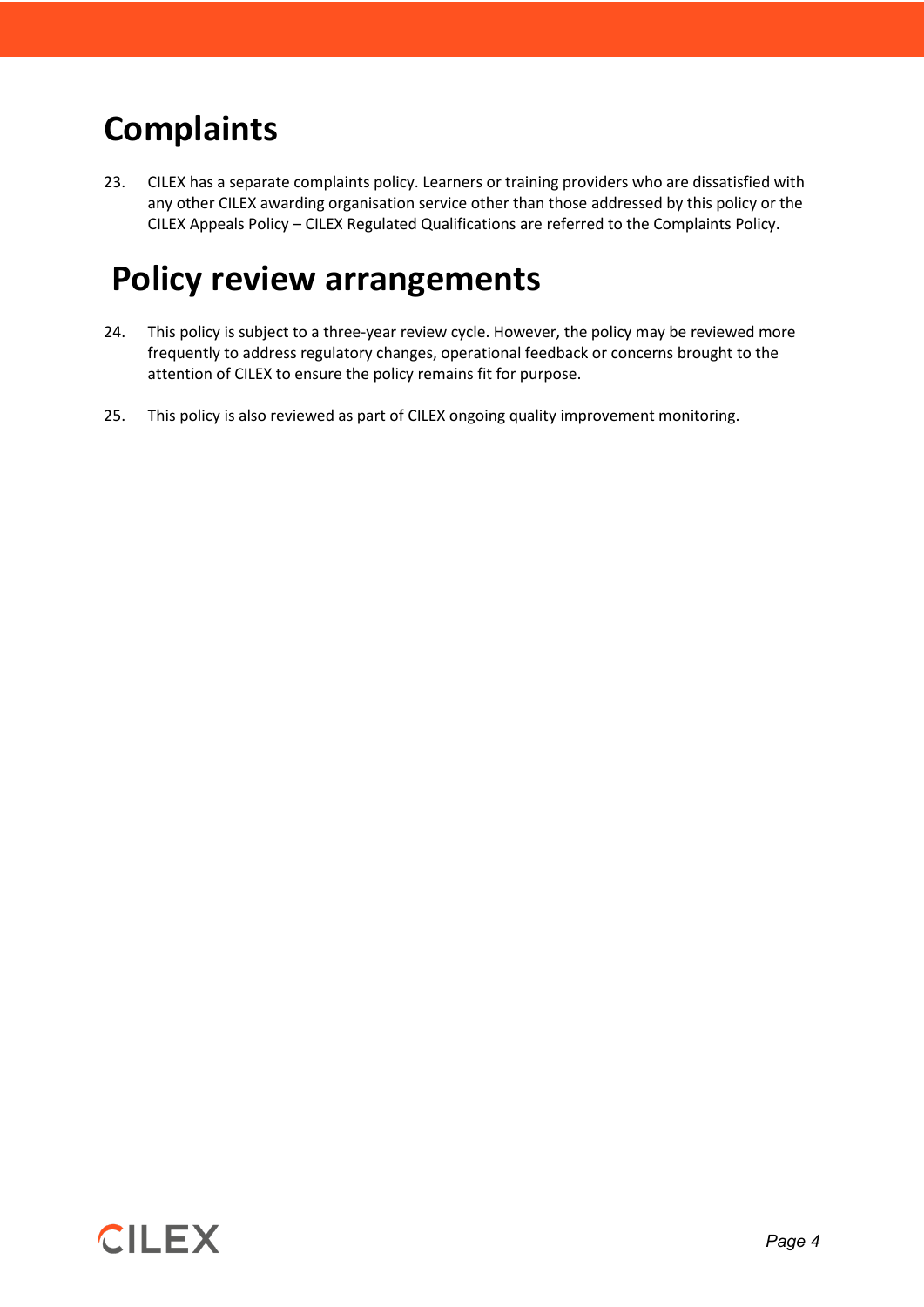# Complaints

23. CILEX has a separate complaints policy. Learners or training providers who are dissatisfied with any other CILEX awarding organisation service other than those addressed by this policy or the CILEX Appeals Policy – CILEX Regulated Qualifications are referred to the Complaints Policy.

# Policy review arrangements

24. This policy is subject to a three-year review cycle. However, the policy may be reviewed more frequently to address regulatory changes, operational feedback or concerns brought to the attention of CILEX to ensure the policy remains fit for purpose.

25. This policy is also reviewed as part of CILEX ongoing quality improvement monitoring.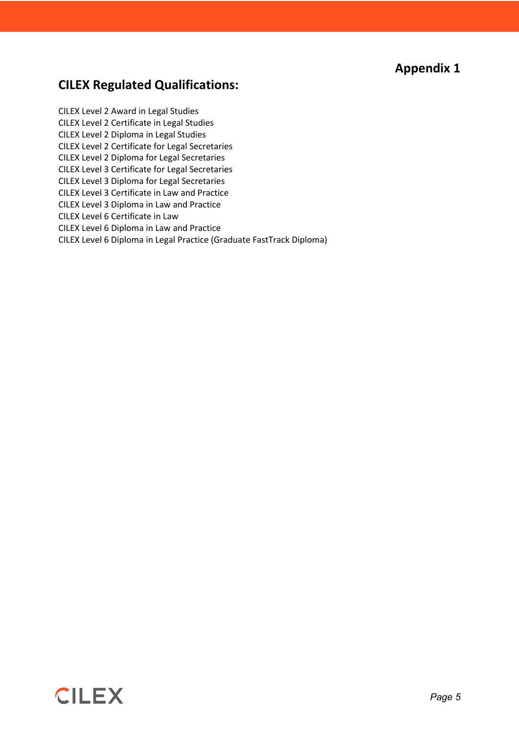**Appendix 1**

## CILEX Regulated Qualifications:

CILEX Level 2 Award in Legal Studies
CILEX Level 2 Certificate in Legal Studies
CILEX Level 2 Diploma in Legal Studies
CILEX Level 2 Certificate for Legal Secretaries
CILEX Level 2 Diploma for Legal Secretaries
CILEX Level 3 Certificate for Legal Secretaries
CILEX Level 3 Diploma for Legal Secretaries
CILEX Level 3 Certificate in Law and Practice
CILEX Level 3 Diploma in Law and Practice
CILEX Level 6 Certificate in Law
CILEX Level 6 Diploma in Law and Practice
CILEX Level 6 Diploma in Legal Practice (Graduate FastTrack Diploma)